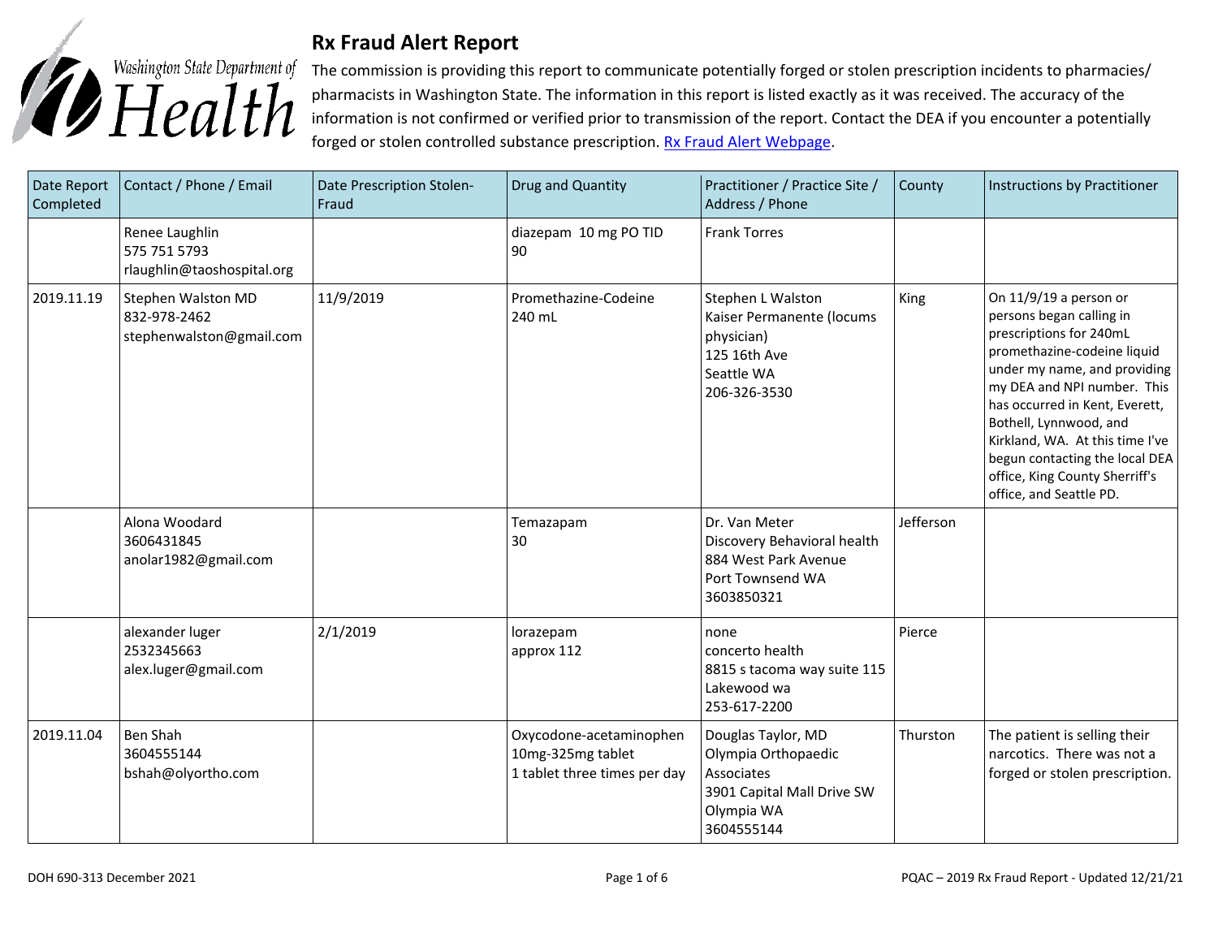# Rx Fraud Alert Report

The commission is providing this report to communicate potentially forged or stolen prescription incidents to pharmacies/ pharmacists in Washington State. The information in this report is listed exactly as it was received. The accuracy of the information is not confirmed or verified prior to transmission of the report. Contact the DEA if you encounter a potentially forged or stolen controlled substance prescription. [Rx Fraud Alert Webpage](#).

| Date Report Completed | Contact / Phone / Email | Date Prescription Stolen-Fraud | Drug and Quantity | Practitioner / Practice Site / Address / Phone | County | Instructions by Practitioner |
|---|---|---|---|---|---|---|
| | Renee Laughlin<br>575 751 5793<br>rlaughlin@taoshospital.org | | diazepam 10 mg PO TID<br>90 | Frank Torres | | |
| 2019.11.19 | Stephen Walston MD<br>832-978-2462<br>stephenwalston@gmail.com | 11/9/2019 | Promethazine-Codeine<br>240 mL | Stephen L Walston<br>Kaiser Permanente (locums physician)<br>125 16th Ave<br>Seattle WA<br>206-326-3530 | King | On 11/9/19 a person or persons began calling in prescriptions for 240mL promethazine-codeine liquid under my name, and providing my DEA and NPI number. This has occurred in Kent, Everett, Bothell, Lynnwood, and Kirkland, WA. At this time I've begun contacting the local DEA office, King County Sherriff's office, and Seattle PD. |
| | Alona Woodard<br>3606431845<br>anolar1982@gmail.com | | Temazapam<br>30 | Dr. Van Meter<br>Discovery Behavioral health<br>884 West Park Avenue<br>Port Townsend WA<br>3603850321 | Jefferson | |
| | alexander luger<br>2532345663<br>alex.luger@gmail.com | 2/1/2019 | lorazepam<br>approx 112 | none<br>concerto health<br>8815 s tacoma way suite 115<br>Lakewood wa<br>253-617-2200 | Pierce | |
| 2019.11.04 | Ben Shah<br>3604555144<br>bshah@olyortho.com | | Oxycodone-acetaminophen 10mg-325mg tablet<br>1 tablet three times per day | Douglas Taylor, MD<br>Olympia Orthopaedic Associates<br>3901 Capital Mall Drive SW<br>Olympia WA<br>3604555144 | Thurston | The patient is selling their narcotics. There was not a forged or stolen prescription. |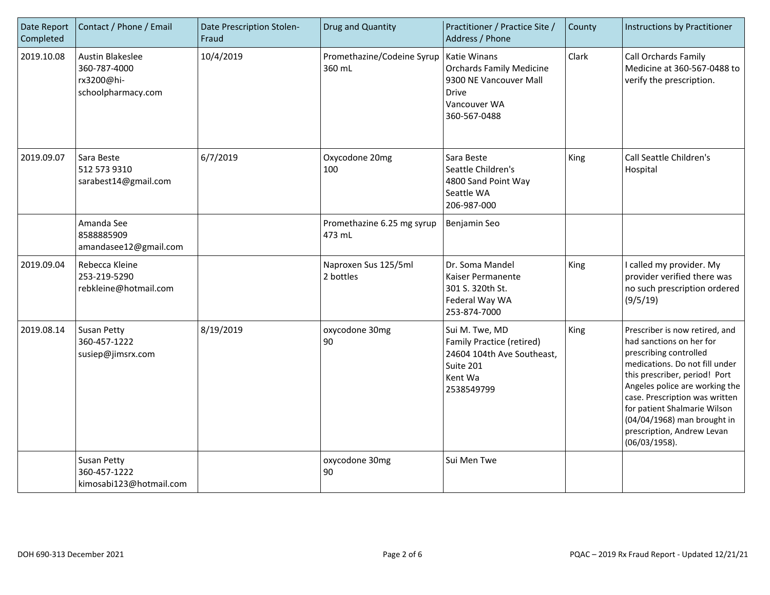| Date Report Completed | Contact / Phone / Email | Date Prescription Stolen-Fraud | Drug and Quantity | Practitioner / Practice Site / Address / Phone | County | Instructions by Practitioner |
|---|---|---|---|---|---|---|
| 2019.10.08 | Austin Blakeslee<br>360-787-4000<br>rx3200@hi-schoolpharmacy.com | 10/4/2019 | Promethazine/Codeine Syrup 360 mL | Katie Winans<br>Orchards Family Medicine<br>9300 NE Vancouver Mall Drive<br>Vancouver WA<br>360-567-0488 | Clark | Call Orchards Family Medicine at 360-567-0488 to verify the prescription. |
| 2019.09.07 | Sara Beste<br>512 573 9310<br>sarabest14@gmail.com | 6/7/2019 | Oxycodone 20mg<br>100 | Sara Beste<br>Seattle Children's<br>4800 Sand Point Way<br>Seattle WA<br>206-987-000 | King | Call Seattle Children's Hospital |
| | Amanda See<br>8588885909<br>amandasee12@gmail.com | | Promethazine 6.25 mg syrup 473 mL | Benjamin Seo | | |
| 2019.09.04 | Rebecca Kleine<br>253-219-5290<br>rebkleine@hotmail.com | | Naproxen Sus 125/5ml<br>2 bottles | Dr. Soma Mandel<br>Kaiser Permanente<br>301 S. 320th St.<br>Federal Way WA<br>253-874-7000 | King | I called my provider. My provider verified there was no such prescription ordered (9/5/19) |
| 2019.08.14 | Susan Petty<br>360-457-1222<br>susiep@jimsrx.com | 8/19/2019 | oxycodone 30mg<br>90 | Sui M. Twe, MD<br>Family Practice (retired)<br>24604 104th Ave Southeast, Suite 201<br>Kent Wa<br>2538549799 | King | Prescriber is now retired, and had sanctions on her for prescribing controlled medications. Do not fill under this prescriber, period! Port Angeles police are working the case. Prescription was written for patient Shalmarie Wilson (04/04/1968) man brought in prescription, Andrew Levan (06/03/1958). |
| | Susan Petty<br>360-457-1222<br>kimosabi123@hotmail.com | | oxycodone 30mg<br>90 | Sui Men Twe | | |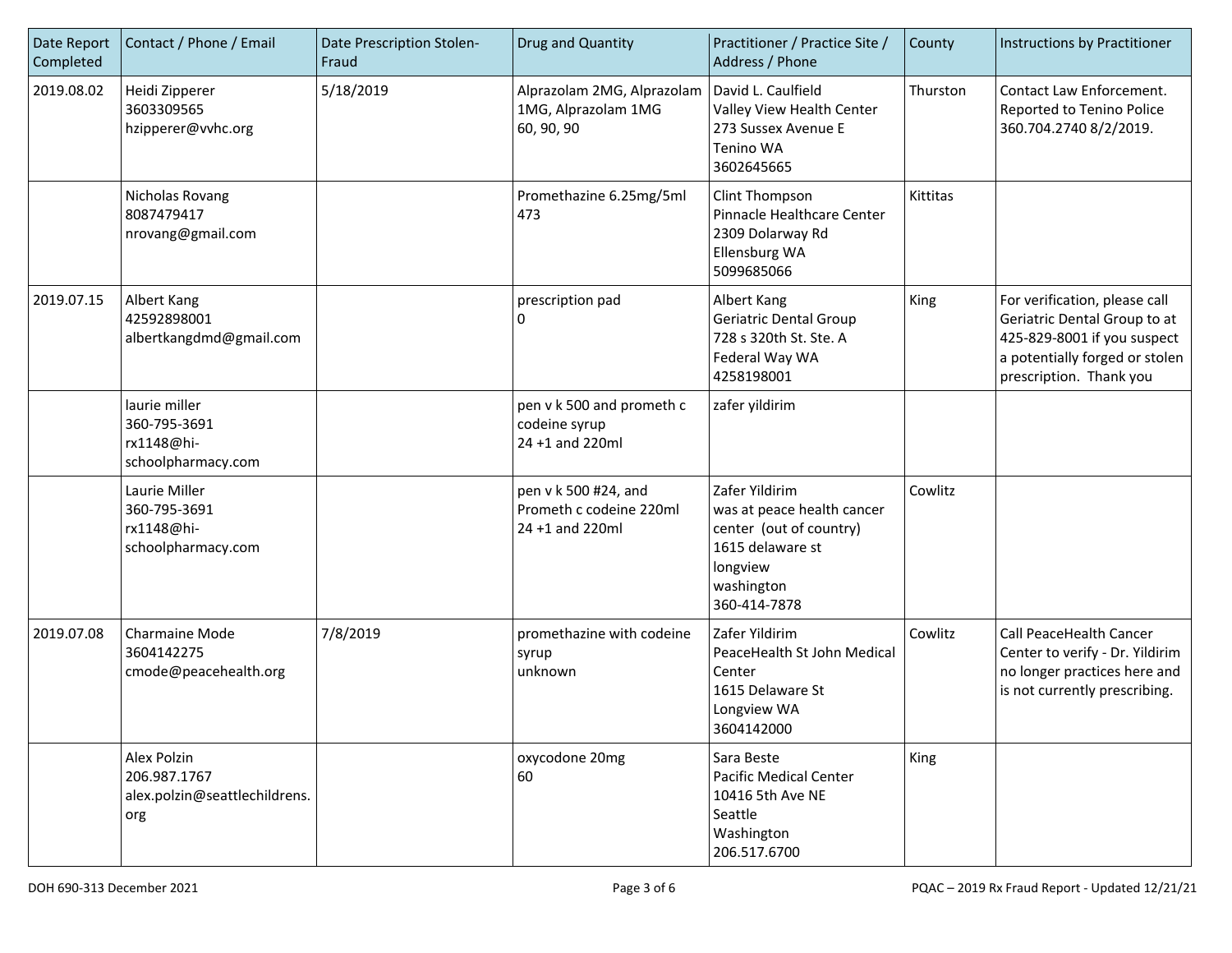| Date Report Completed | Contact / Phone / Email | Date Prescription Stolen-Fraud | Drug and Quantity | Practitioner / Practice Site / Address / Phone | County | Instructions by Practitioner |
|---|---|---|---|---|---|---|
| 2019.08.02 | Heidi Zipperer<br>3603309565<br>hzipperer@vvhc.org | 5/18/2019 | Alprazolam 2MG, Alprazolam 1MG, Alprazolam 1MG<br>60, 90, 90 | David L. Caulfield<br>Valley View Health Center<br>273 Sussex Avenue E<br>Tenino WA<br>3602645665 | Thurston | Contact Law Enforcement. Reported to Tenino Police 360.704.2740 8/2/2019. |
| | Nicholas Rovang<br>8087479417<br>nrovang@gmail.com | | Promethazine 6.25mg/5ml<br>473 | Clint Thompson<br>Pinnacle Healthcare Center<br>2309 Dolarway Rd<br>Ellensburg WA<br>5099685066 | Kittitas | |
| 2019.07.15 | Albert Kang<br>42592898001<br>albertkangdmd@gmail.com | | prescription pad<br>0 | Albert Kang<br>Geriatric Dental Group<br>728 s 320th St. Ste. A<br>Federal Way WA<br>4258198001 | King | For verification, please call Geriatric Dental Group to at 425-829-8001 if you suspect a potentially forged or stolen prescription. Thank you |
| | laurie miller<br>360-795-3691<br>rx1148@hi-schoolpharmacy.com | | pen v k 500 and prometh c codeine syrup<br>24 +1 and 220ml | zafer yildirim | | |
| | Laurie Miller<br>360-795-3691<br>rx1148@hi-schoolpharmacy.com | | pen v k 500 #24, and Prometh c codeine 220ml<br>24 +1 and 220ml | Zafer Yildirim<br>was at peace health cancer center (out of country)<br>1615 delaware st<br>longview<br>washington<br>360-414-7878 | Cowlitz | |
| 2019.07.08 | Charmaine Mode<br>3604142275<br>cmode@peacehealth.org | 7/8/2019 | promethazine with codeine syrup<br>unknown | Zafer Yildirim<br>PeaceHealth St John Medical Center<br>1615 Delaware St<br>Longview WA<br>3604142000 | Cowlitz | Call PeaceHealth Cancer Center to verify - Dr. Yildirim no longer practices here and is not currently prescribing. |
| | Alex Polzin<br>206.987.1767<br>alex.polzin@seattlechildrens.org | | oxycodone 20mg<br>60 | Sara Beste<br>Pacific Medical Center<br>10416 5th Ave NE<br>Seattle<br>Washington<br>206.517.6700 | King | |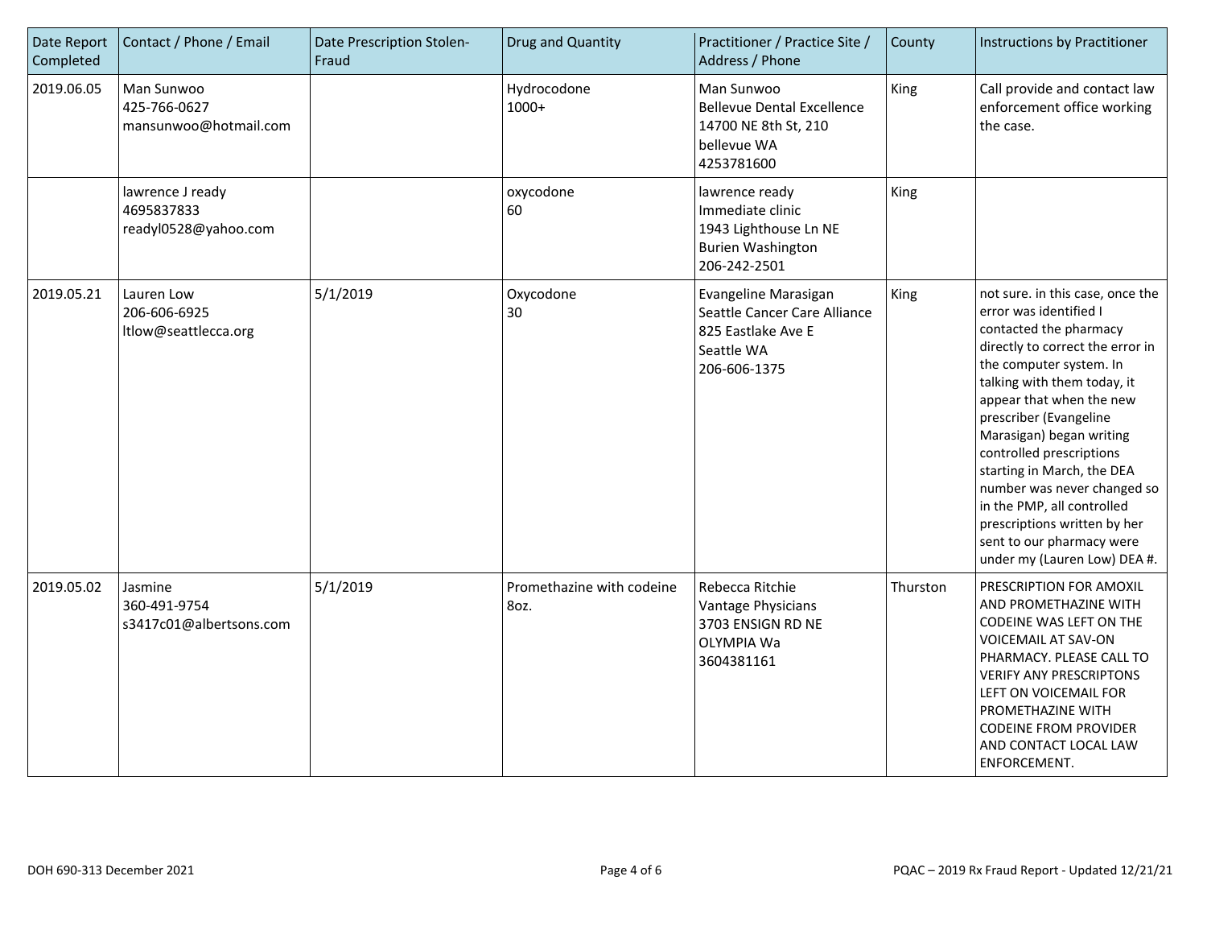| Date Report Completed | Contact / Phone / Email | Date Prescription Stolen-Fraud | Drug and Quantity | Practitioner / Practice Site / Address / Phone | County | Instructions by Practitioner |
|---|---|---|---|---|---|---|
| 2019.06.05 | Man Sunwoo<br>425-766-0627<br>mansunwoo@hotmail.com | | Hydrocodone<br>1000+ | Man Sunwoo<br>Bellevue Dental Excellence<br>14700 NE 8th St, 210<br>bellevue WA<br>4253781600 | King | Call provide and contact law enforcement office working the case. |
| | lawrence J ready<br>4695837833<br>readyl0528@yahoo.com | | oxycodone<br>60 | lawrence ready<br>Immediate clinic<br>1943 Lighthouse Ln NE<br>Burien Washington<br>206-242-2501 | King | |
| 2019.05.21 | Lauren Low<br>206-606-6925<br>ltlow@seattlecca.org | 5/1/2019 | Oxycodone<br>30 | Evangeline Marasigan<br>Seattle Cancer Care Alliance<br>825 Eastlake Ave E<br>Seattle WA<br>206-606-1375 | King | not sure. in this case, once the error was identified I contacted the pharmacy directly to correct the error in the computer system. In talking with them today, it appear that when the new prescriber (Evangeline Marasigan) began writing controlled prescriptions starting in March, the DEA number was never changed so in the PMP, all controlled prescriptions written by her sent to our pharmacy were under my (Lauren Low) DEA #. |
| 2019.05.02 | Jasmine<br>360-491-9754<br>s3417c01@albertsons.com | 5/1/2019 | Promethazine with codeine<br>8oz. | Rebecca Ritchie<br>Vantage Physicians<br>3703 ENSIGN RD NE<br>OLYMPIA Wa<br>3604381161 | Thurston | PRESCRIPTION FOR AMOXIL AND PROMETHAZINE WITH CODEINE WAS LEFT ON THE VOICEMAIL AT SAV-ON PHARMACY. PLEASE CALL TO VERIFY ANY PRESCRIPTONS LEFT ON VOICEMAIL FOR PROMETHAZINE WITH CODEINE FROM PROVIDER AND CONTACT LOCAL LAW ENFORCEMENT. |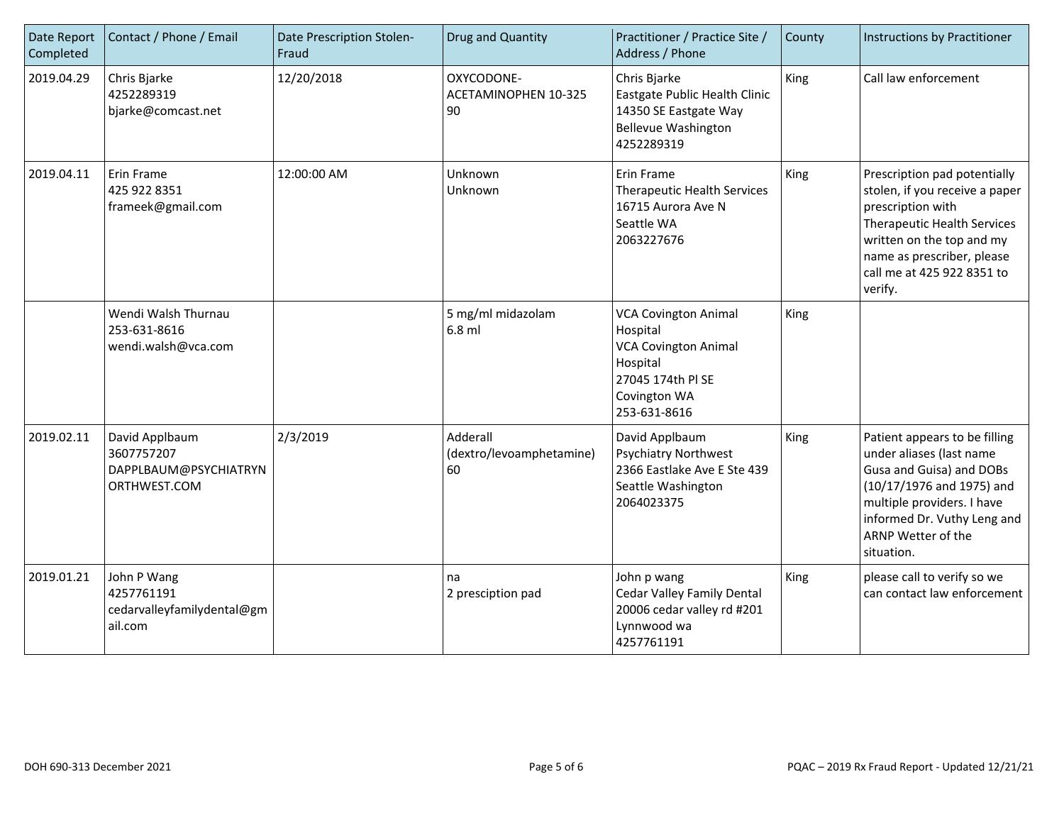| Date Report Completed | Contact / Phone / Email | Date Prescription Stolen-Fraud | Drug and Quantity | Practitioner / Practice Site / Address / Phone | County | Instructions by Practitioner |
|---|---|---|---|---|---|---|
| 2019.04.29 | Chris Bjarke<br>4252289319<br>bjarke@comcast.net | 12/20/2018 | OXYCODONE-ACETAMINOPHEN 10-325<br>90 | Chris Bjarke<br>Eastgate Public Health Clinic<br>14350 SE Eastgate Way<br>Bellevue Washington<br>4252289319 | King | Call law enforcement |
| 2019.04.11 | Erin Frame<br>425 922 8351<br>frameek@gmail.com | 12:00:00 AM | Unknown<br>Unknown | Erin Frame<br>Therapeutic Health Services<br>16715 Aurora Ave N<br>Seattle WA<br>2063227676 | King | Prescription pad potentially stolen, if you receive a paper prescription with Therapeutic Health Services written on the top and my name as prescriber, please call me at 425 922 8351 to verify. |
| | Wendi Walsh Thurnau<br>253-631-8616<br>wendi.walsh@vca.com | | 5 mg/ml midazolam<br>6.8 ml | VCA Covington Animal Hospital<br>VCA Covington Animal Hospital<br>27045 174th Pl SE<br>Covington WA<br>253-631-8616 | King | |
| 2019.02.11 | David Applbaum<br>3607757207<br>DAPPLBAUM@PSYCHIATRYNORTHWEST.COM | 2/3/2019 | Adderall (dextro/levoamphetamine)<br>60 | David Applbaum<br>Psychiatry Northwest<br>2366 Eastlake Ave E Ste 439<br>Seattle Washington<br>2064023375 | King | Patient appears to be filling under aliases (last name Gusa and Guisa) and DOBs (10/17/1976 and 1975) and multiple providers. I have informed Dr. Vuthy Leng and ARNP Wetter of the situation. |
| 2019.01.21 | John P Wang<br>4257761191<br>cedarvalleyfamilydental@gmail.com | | na<br>2 presciption pad | John p wang<br>Cedar Valley Family Dental<br>20006 cedar valley rd #201<br>Lynnwood wa<br>4257761191 | King | please call to verify so we can contact law enforcement |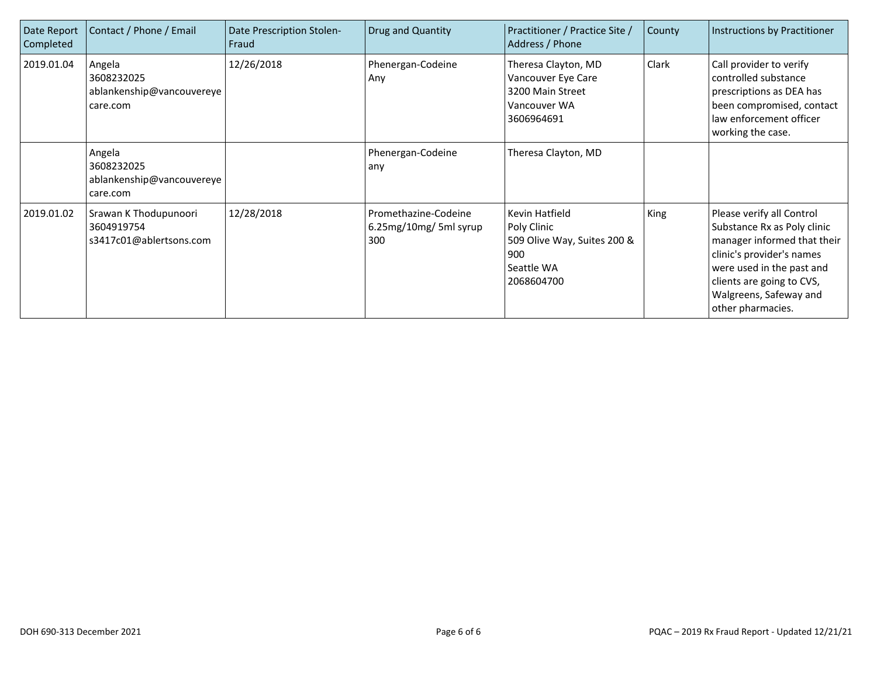| Date Report Completed | Contact / Phone / Email | Date Prescription Stolen-Fraud | Drug and Quantity | Practitioner / Practice Site / Address / Phone | County | Instructions by Practitioner |
|---|---|---|---|---|---|---|
| 2019.01.04 | Angela<br>3608232025<br>ablankenship@vancouvereyecare.com | 12/26/2018 | Phenergan-Codeine<br>Any | Theresa Clayton, MD<br>Vancouver Eye Care<br>3200 Main Street<br>Vancouver WA<br>3606964691 | Clark | Call provider to verify controlled substance prescriptions as DEA has been compromised, contact law enforcement officer working the case. |
| | Angela<br>3608232025<br>ablankenship@vancouvereyecare.com | | Phenergan-Codeine<br>any | Theresa Clayton, MD | | |
| 2019.01.02 | Srawan K Thodupunoori<br>3604919754<br>s3417c01@ablertsons.com | 12/28/2018 | Promethazine-Codeine<br>6.25mg/10mg/ 5ml syrup<br>300 | Kevin Hatfield<br>Poly Clinic<br>509 Olive Way, Suites 200 & 900<br>Seattle WA<br>2068604700 | King | Please verify all Control Substance Rx as Poly clinic manager informed that their clinic's provider's names were used in the past and clients are going to CVS, Walgreens, Safeway and other pharmacies. |